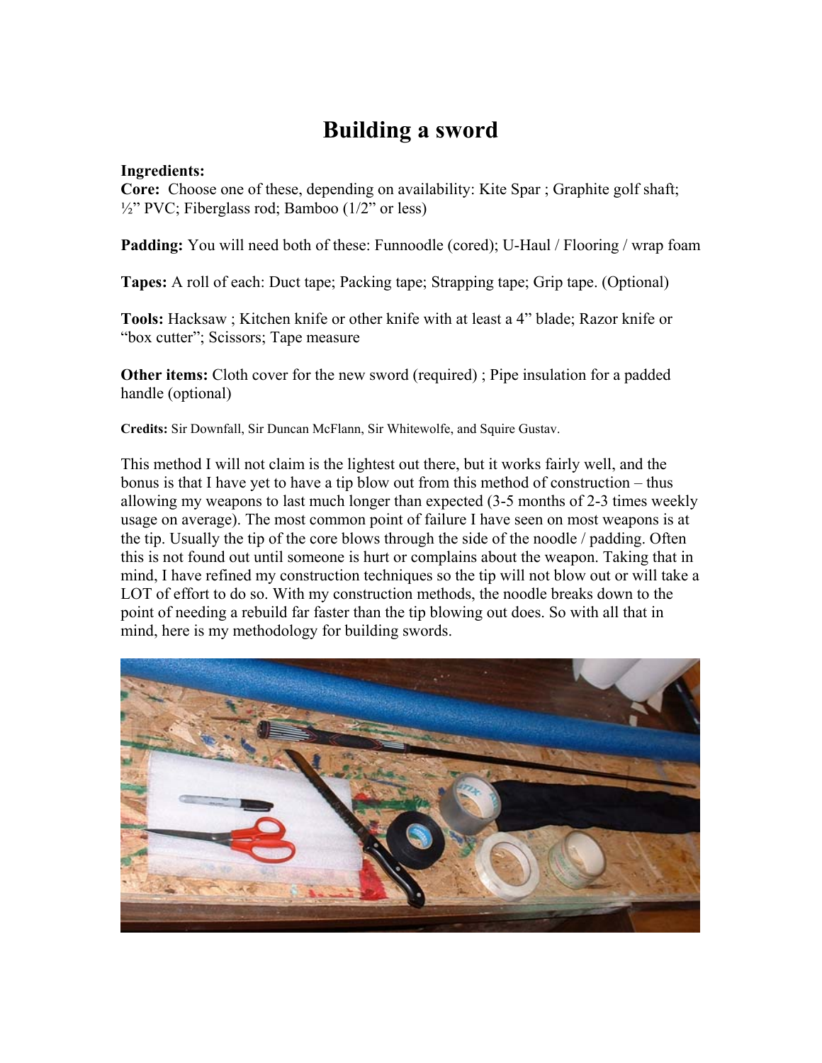# Building a sword

**Ingredients:**
**Core:** Choose one of these, depending on availability: Kite Spar ; Graphite golf shaft; ½" PVC; Fiberglass rod; Bamboo (1/2" or less)

**Padding:** You will need both of these: Funnoodle (cored); U-Haul / Flooring / wrap foam

**Tapes:** A roll of each: Duct tape; Packing tape; Strapping tape; Grip tape. (Optional)

**Tools:** Hacksaw ; Kitchen knife or other knife with at least a 4" blade; Razor knife or "box cutter"; Scissors; Tape measure

**Other items:** Cloth cover for the new sword (required) ; Pipe insulation for a padded handle (optional)

**Credits:** Sir Downfall, Sir Duncan McFlann, Sir Whitewolfe, and Squire Gustav.

This method I will not claim is the lightest out there, but it works fairly well, and the bonus is that I have yet to have a tip blow out from this method of construction – thus allowing my weapons to last much longer than expected (3-5 months of 2-3 times weekly usage on average). The most common point of failure I have seen on most weapons is at the tip. Usually the tip of the core blows through the side of the noodle / padding. Often this is not found out until someone is hurt or complains about the weapon. Taking that in mind, I have refined my construction techniques so the tip will not blow out or will take a LOT of effort to do so. With my construction methods, the noodle breaks down to the point of needing a rebuild far faster than the tip blowing out does. So with all that in mind, here is my methodology for building swords.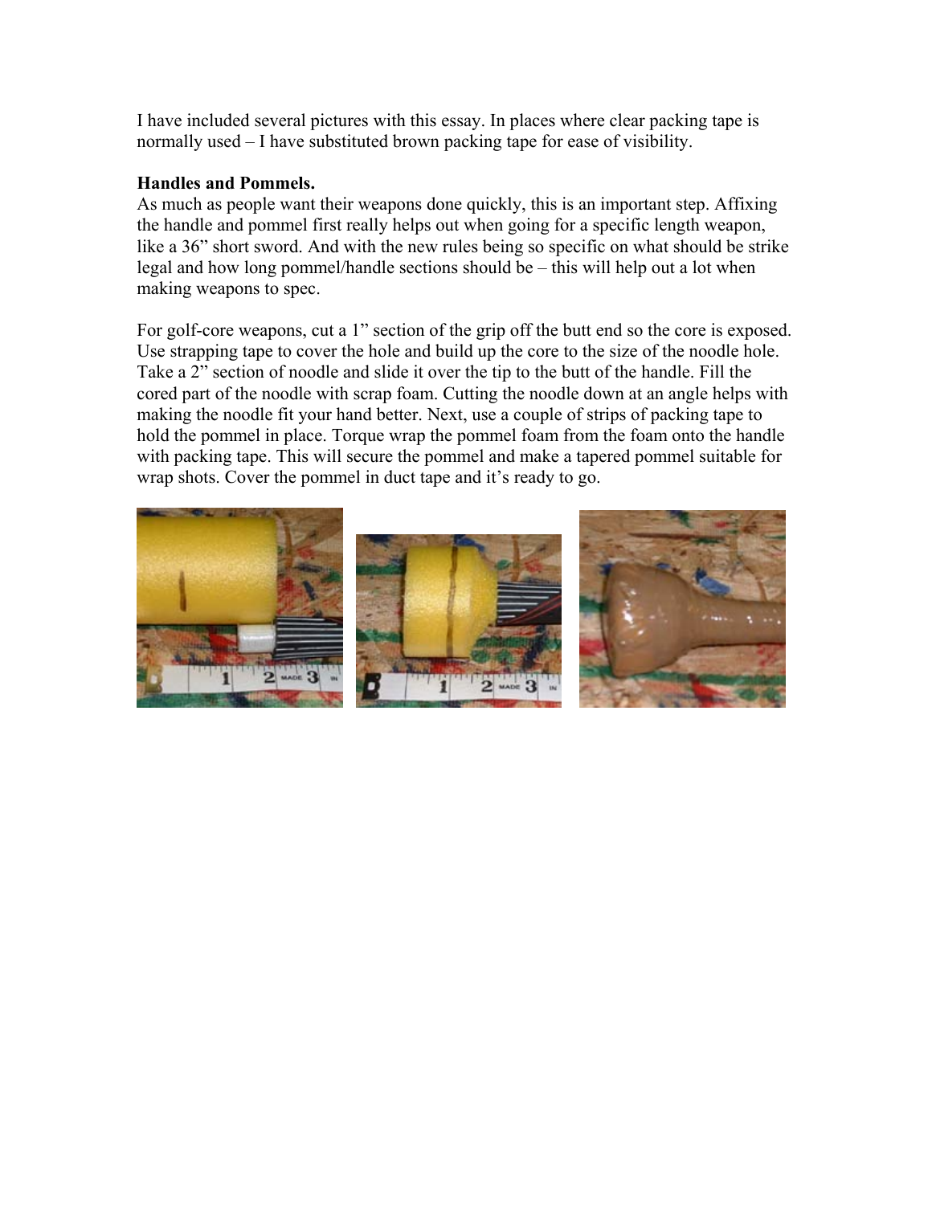I have included several pictures with this essay. In places where clear packing tape is normally used – I have substituted brown packing tape for ease of visibility.

**Handles and Pommels.**
As much as people want their weapons done quickly, this is an important step. Affixing the handle and pommel first really helps out when going for a specific length weapon, like a 36" short sword. And with the new rules being so specific on what should be strike legal and how long pommel/handle sections should be – this will help out a lot when making weapons to spec.

For golf-core weapons, cut a 1" section of the grip off the butt end so the core is exposed. Use strapping tape to cover the hole and build up the core to the size of the noodle hole. Take a 2" section of noodle and slide it over the tip to the butt of the handle. Fill the cored part of the noodle with scrap foam. Cutting the noodle down at an angle helps with making the noodle fit your hand better. Next, use a couple of strips of packing tape to hold the pommel in place. Torque wrap the pommel foam from the foam onto the handle with packing tape. This will secure the pommel and make a tapered pommel suitable for wrap shots. Cover the pommel in duct tape and it's ready to go.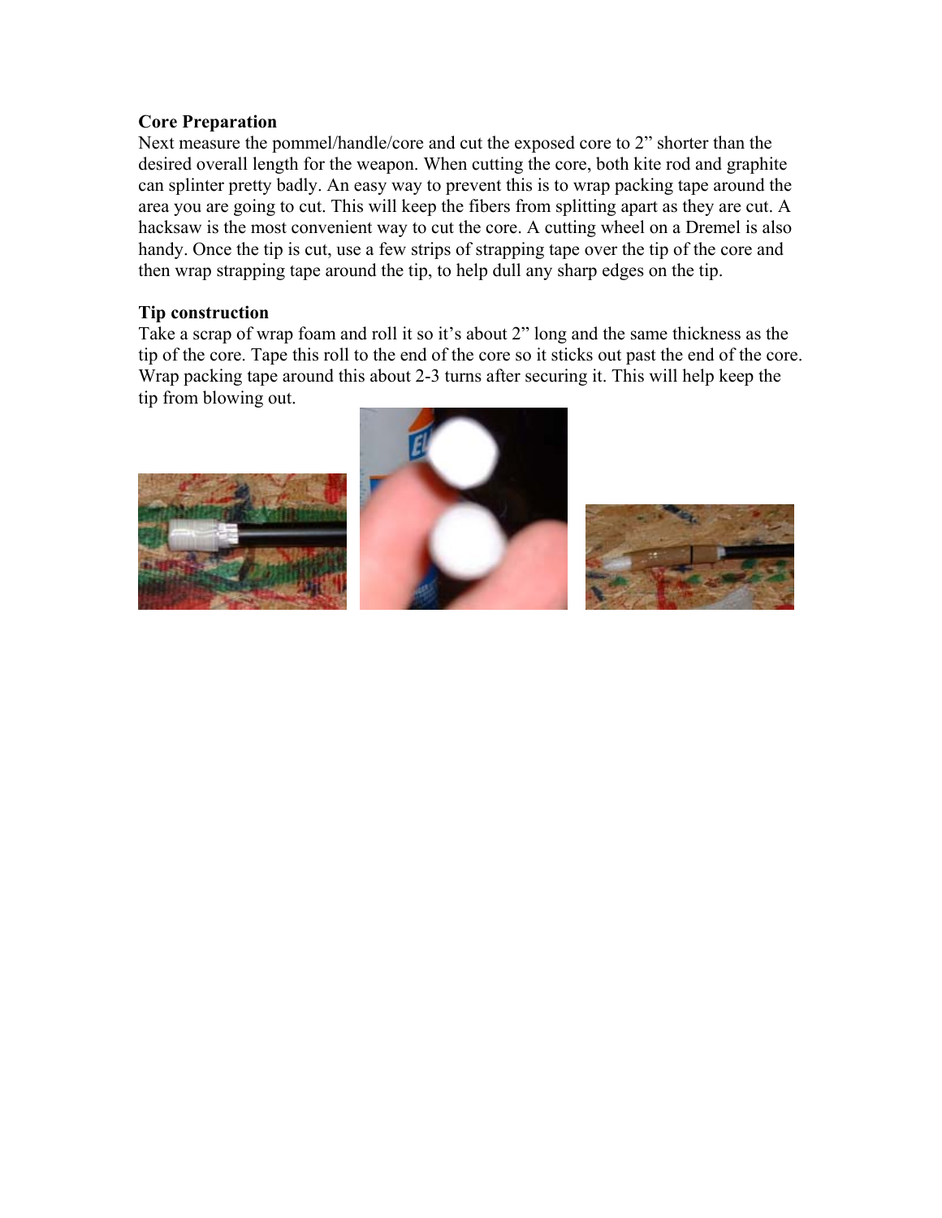**Core Preparation**

Next measure the pommel/handle/core and cut the exposed core to 2” shorter than the desired overall length for the weapon. When cutting the core, both kite rod and graphite can splinter pretty badly. An easy way to prevent this is to wrap packing tape around the area you are going to cut. This will keep the fibers from splitting apart as they are cut. A hacksaw is the most convenient way to cut the core. A cutting wheel on a Dremel is also handy. Once the tip is cut, use a few strips of strapping tape over the tip of the core and then wrap strapping tape around the tip, to help dull any sharp edges on the tip.

**Tip construction**

Take a scrap of wrap foam and roll it so it’s about 2” long and the same thickness as the tip of the core. Tape this roll to the end of the core so it sticks out past the end of the core. Wrap packing tape around this about 2-3 turns after securing it. This will help keep the tip from blowing out.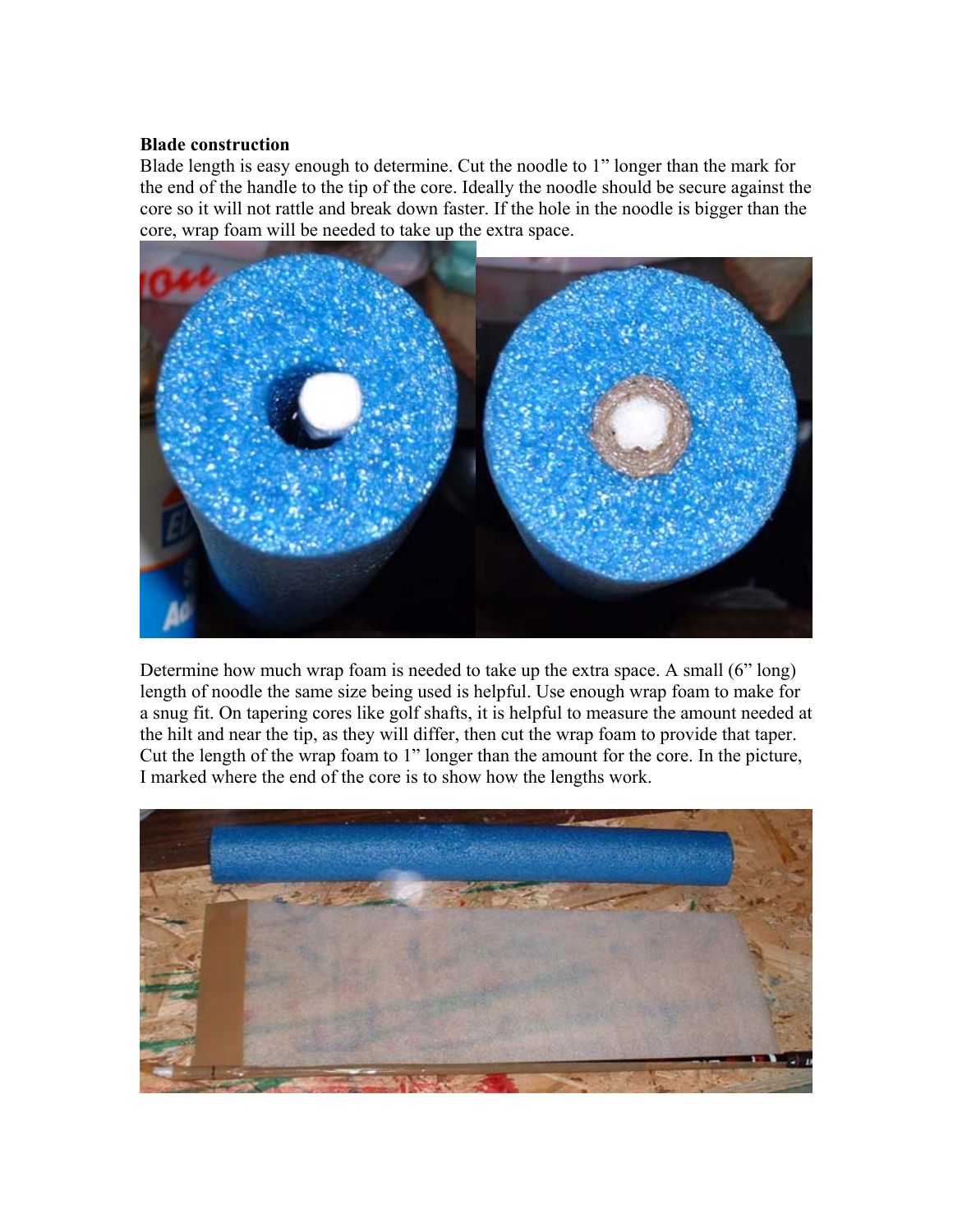**Blade construction**

Blade length is easy enough to determine. Cut the noodle to 1" longer than the mark for the end of the handle to the tip of the core. Ideally the noodle should be secure against the core so it will not rattle and break down faster. If the hole in the noodle is bigger than the core, wrap foam will be needed to take up the extra space.

Determine how much wrap foam is needed to take up the extra space. A small (6" long) length of noodle the same size being used is helpful. Use enough wrap foam to make for a snug fit. On tapering cores like golf shafts, it is helpful to measure the amount needed at the hilt and near the tip, as they will differ, then cut the wrap foam to provide that taper. Cut the length of the wrap foam to 1" longer than the amount for the core. In the picture, I marked where the end of the core is to show how the lengths work.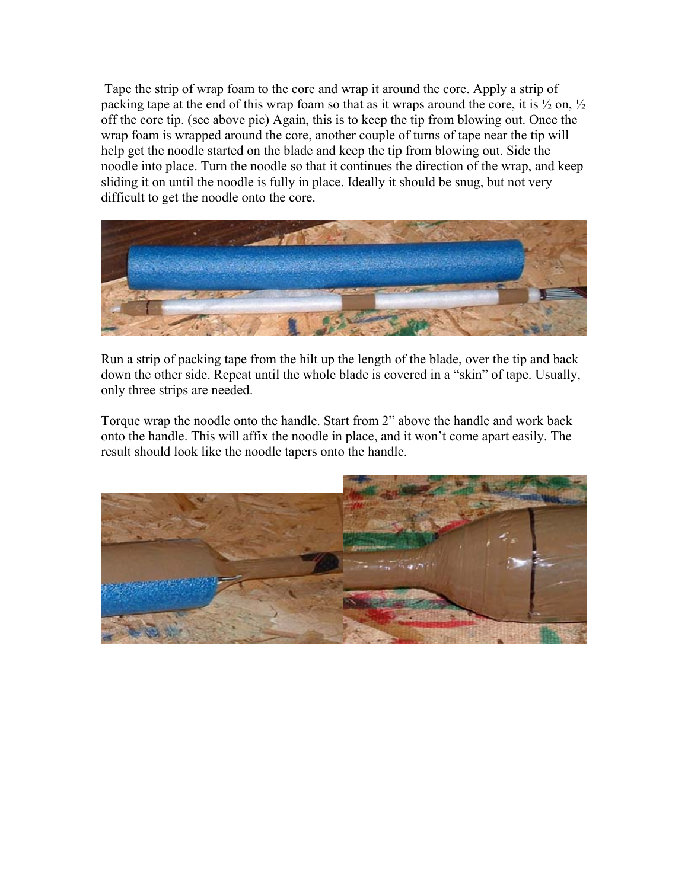Tape the strip of wrap foam to the core and wrap it around the core. Apply a strip of packing tape at the end of this wrap foam so that as it wraps around the core, it is ½ on, ½ off the core tip. (see above pic) Again, this is to keep the tip from blowing out. Once the wrap foam is wrapped around the core, another couple of turns of tape near the tip will help get the noodle started on the blade and keep the tip from blowing out. Side the noodle into place. Turn the noodle so that it continues the direction of the wrap, and keep sliding it on until the noodle is fully in place. Ideally it should be snug, but not very difficult to get the noodle onto the core.

Run a strip of packing tape from the hilt up the length of the blade, over the tip and back down the other side. Repeat until the whole blade is covered in a "skin" of tape. Usually, only three strips are needed.

Torque wrap the noodle onto the handle. Start from 2" above the handle and work back onto the handle. This will affix the noodle in place, and it won't come apart easily. The result should look like the noodle tapers onto the handle.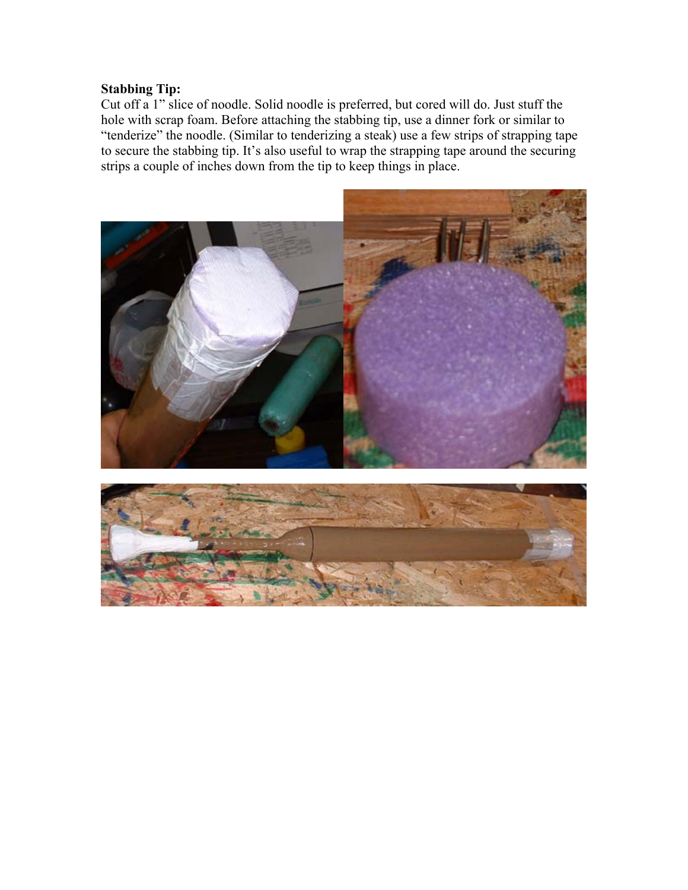**Stabbing Tip:**

Cut off a 1" slice of noodle. Solid noodle is preferred, but cored will do. Just stuff the hole with scrap foam. Before attaching the stabbing tip, use a dinner fork or similar to "tenderize" the noodle. (Similar to tenderizing a steak) use a few strips of strapping tape to secure the stabbing tip. It's also useful to wrap the strapping tape around the securing strips a couple of inches down from the tip to keep things in place.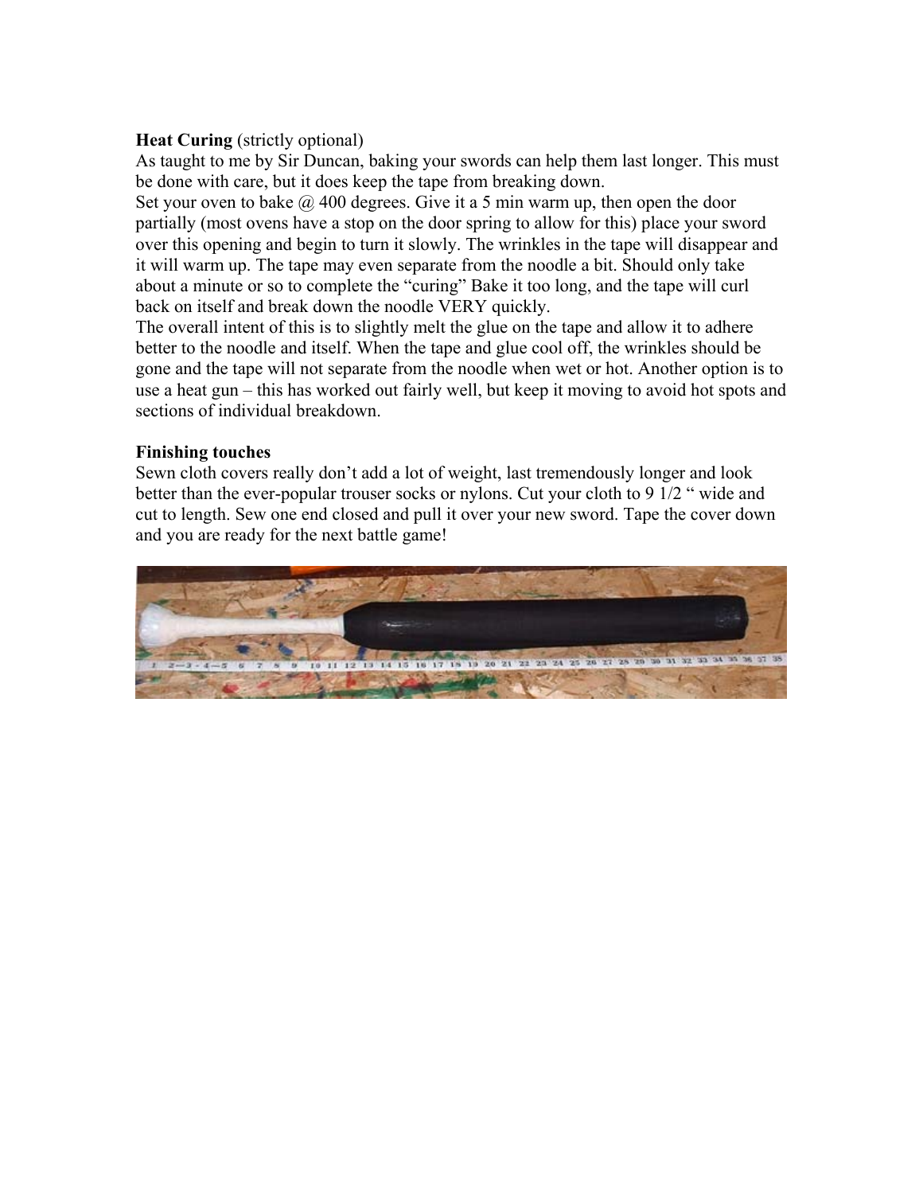**Heat Curing** (strictly optional)

As taught to me by Sir Duncan, baking your swords can help them last longer. This must be done with care, but it does keep the tape from breaking down.

Set your oven to bake @ 400 degrees. Give it a 5 min warm up, then open the door partially (most ovens have a stop on the door spring to allow for this) place your sword over this opening and begin to turn it slowly. The wrinkles in the tape will disappear and it will warm up. The tape may even separate from the noodle a bit. Should only take about a minute or so to complete the "curing" Bake it too long, and the tape will curl back on itself and break down the noodle VERY quickly.

The overall intent of this is to slightly melt the glue on the tape and allow it to adhere better to the noodle and itself. When the tape and glue cool off, the wrinkles should be gone and the tape will not separate from the noodle when wet or hot. Another option is to use a heat gun – this has worked out fairly well, but keep it moving to avoid hot spots and sections of individual breakdown.

**Finishing touches**

Sewn cloth covers really don't add a lot of weight, last tremendously longer and look better than the ever-popular trouser socks or nylons. Cut your cloth to 9 1/2 " wide and cut to length. Sew one end closed and pull it over your new sword. Tape the cover down and you are ready for the next battle game!